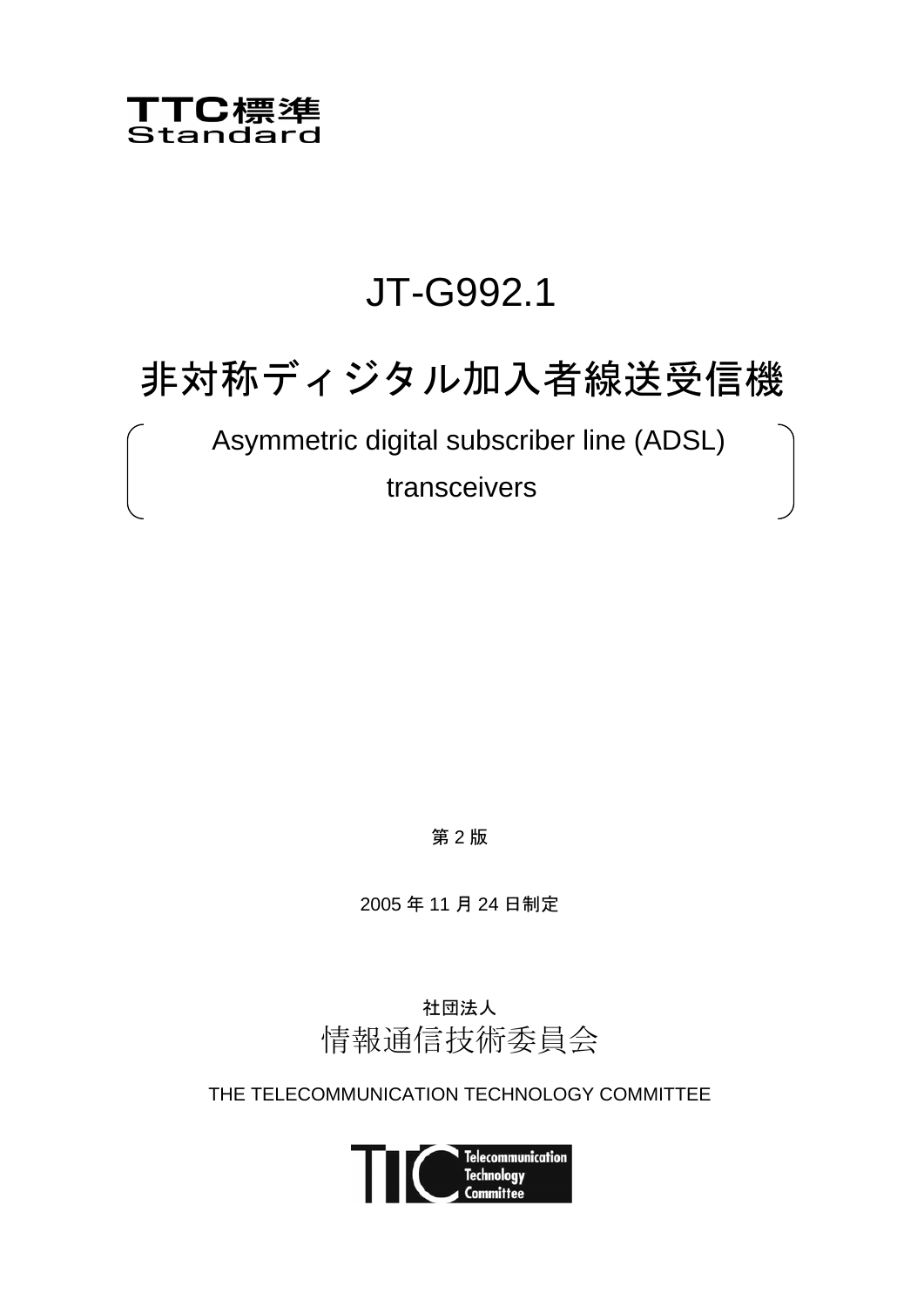TTC標準
Standard

# JT-G992.1

# 非対称ディジタル加入者線送受信機

Asymmetric digital subscriber line (ADSL)
transceivers

第 2 版

2005 年 11 月 24 日制定

社団法人

情報通信技術委員会

THE TELECOMMUNICATION TECHNOLOGY COMMITTEE

TTC Telecommunication Technology Committee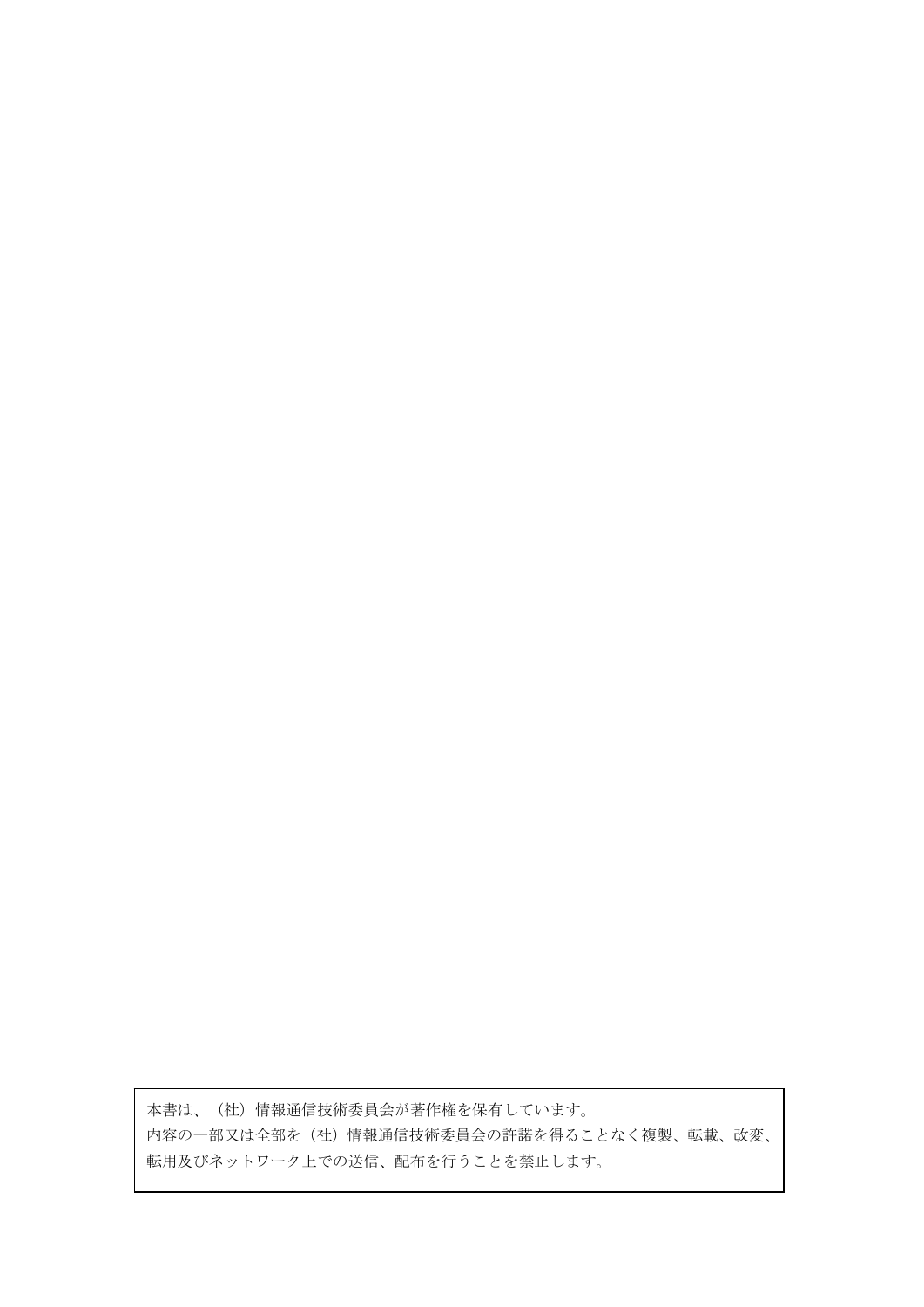本書は、（社）情報通信技術委員会が著作権を保有しています。
内容の一部又は全部を（社）情報通信技術委員会の許諾を得ることなく複製、転載、改変、転用及びネットワーク上での送信、配布を行うことを禁止します。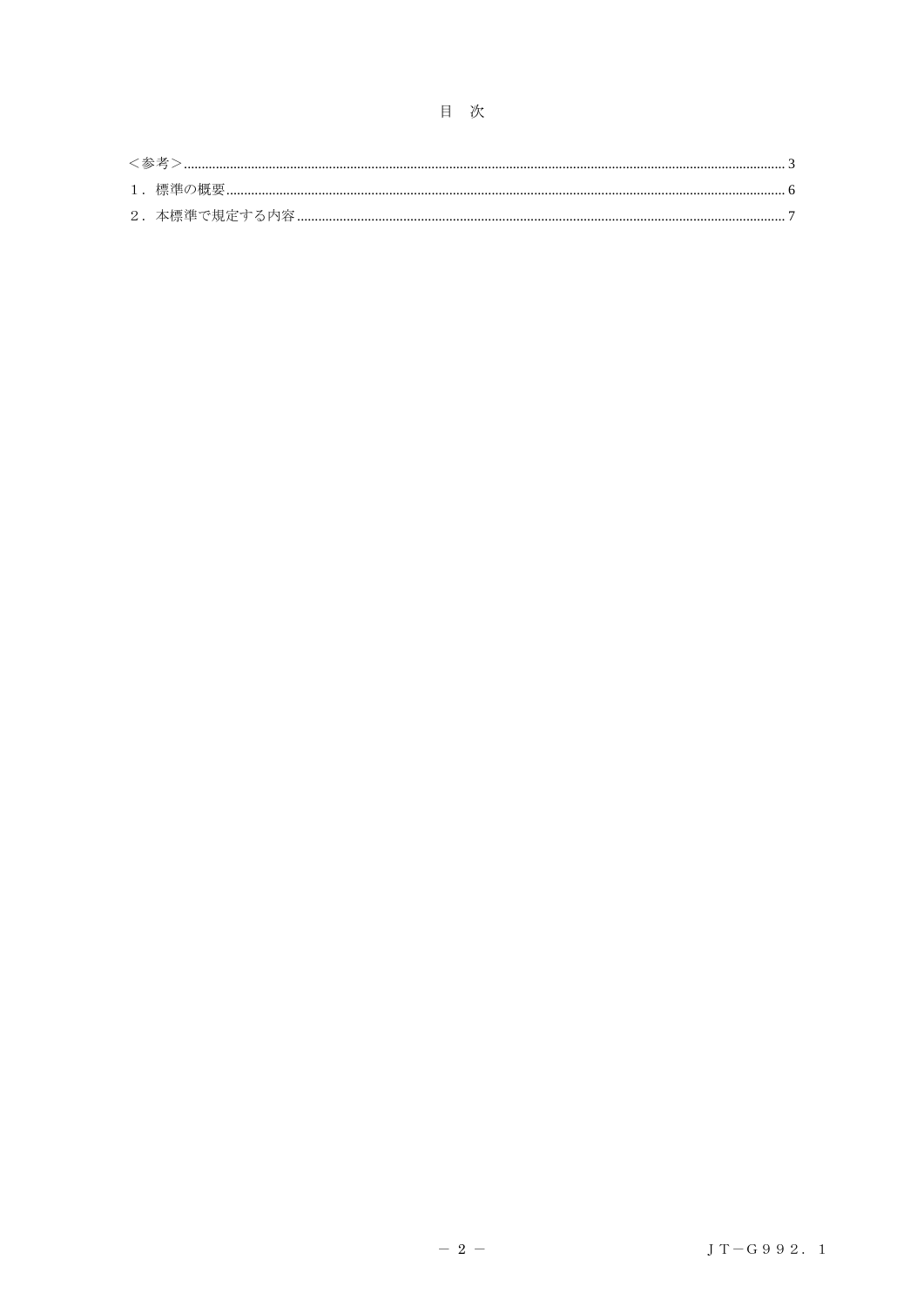# 目　次

＜参考＞.......................................................................................................................................................... 3

１．標準の概要.................................................................................................................................................. 6

２．本標準で規定する内容................................................................................................................................ 7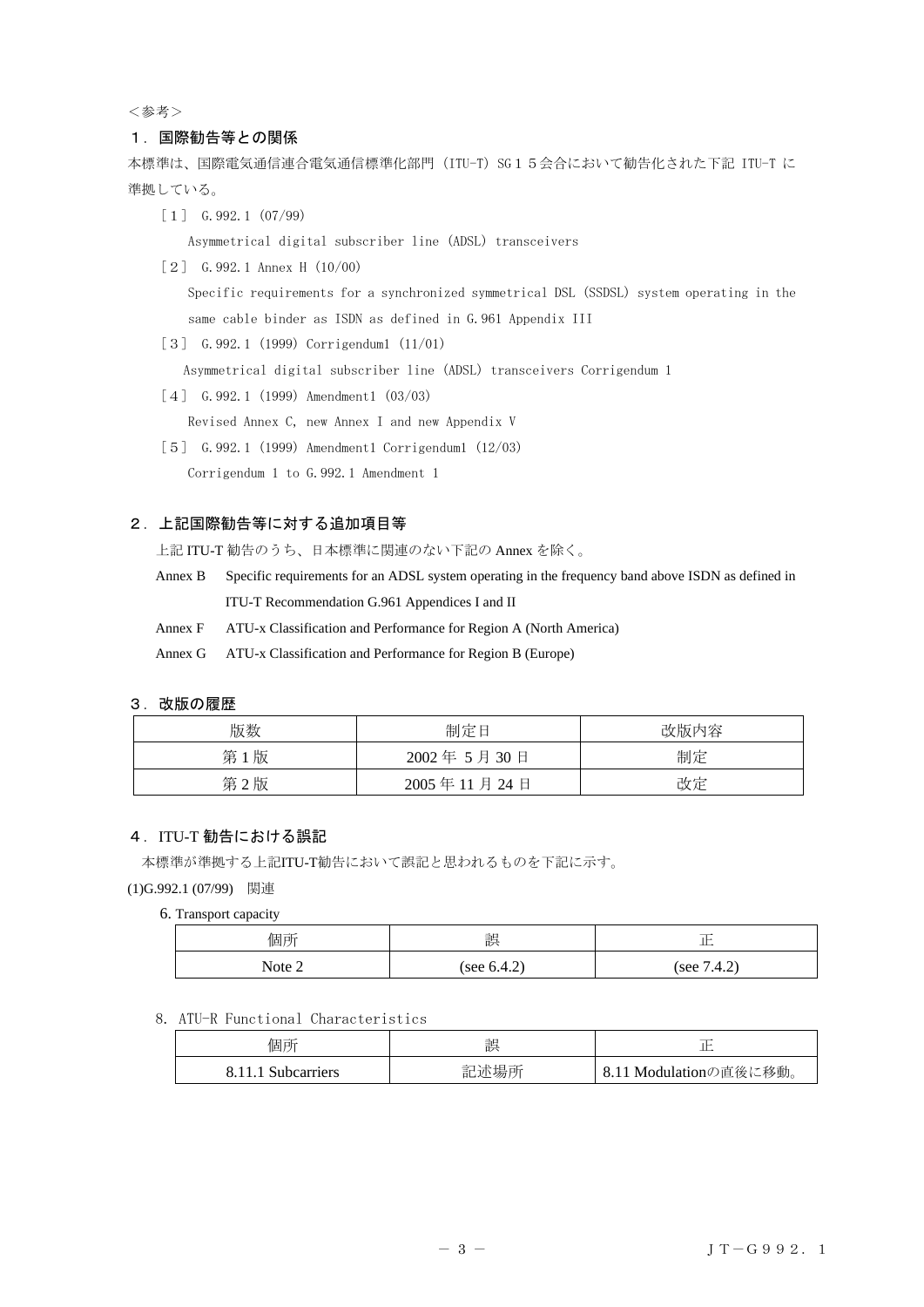<参考>

## １．国際勧告等との関係

本標準は、国際電気通信連合電気通信標準化部門（ITU-T）SG１５会合において勧告化された下記 ITU-T に準拠している。

［１］ G.992.1 (07/99)
　　Asymmetrical digital subscriber line (ADSL) transceivers

［２］ G.992.1 Annex H (10/00)
　　Specific requirements for a synchronized symmetrical DSL (SSDSL) system operating in the same cable binder as ISDN as defined in G.961 Appendix III

［３］ G.992.1 (1999) Corrigendum1 (11/01)
　　Asymmetrical digital subscriber line (ADSL) transceivers Corrigendum 1

［４］ G.992.1 (1999) Amendment1 (03/03)
　　Revised Annex C, new Annex I and new Appendix V

［５］ G.992.1 (1999) Amendment1 Corrigendum1 (12/03)
　　Corrigendum 1 to G.992.1 Amendment 1

## ２．上記国際勧告等に対する追加項目等

上記 ITU-T 勧告のうち、日本標準に関連のない下記の Annex を除く。

Annex B　Specific requirements for an ADSL system operating in the frequency band above ISDN as defined in ITU-T Recommendation G.961 Appendices I and II

Annex F　ATU-x Classification and Performance for Region A (North America)

Annex G　ATU-x Classification and Performance for Region B (Europe)

## ３．改版の履歴

| 版数 | 制定日 | 改版内容 |
| --- | --- | --- |
| 第 1 版 | 2002 年 5 月 30 日 | 制定 |
| 第 2 版 | 2005 年 11 月 24 日 | 改定 |

## ４．ITU-T 勧告における誤記

本標準が準拠する上記ITU-T勧告において誤記と思われるものを下記に示す。

(1)G.992.1 (07/99)　関連

6. Transport capacity

| 個所 | 誤 | 正 |
| --- | --- | --- |
| Note 2 | (see 6.4.2) | (see 7.4.2) |

8. ATU-R Functional Characteristics

| 個所 | 誤 | 正 |
| --- | --- | --- |
| 8.11.1 Subcarriers | 記述場所 | 8.11 Modulationの直後に移動。 |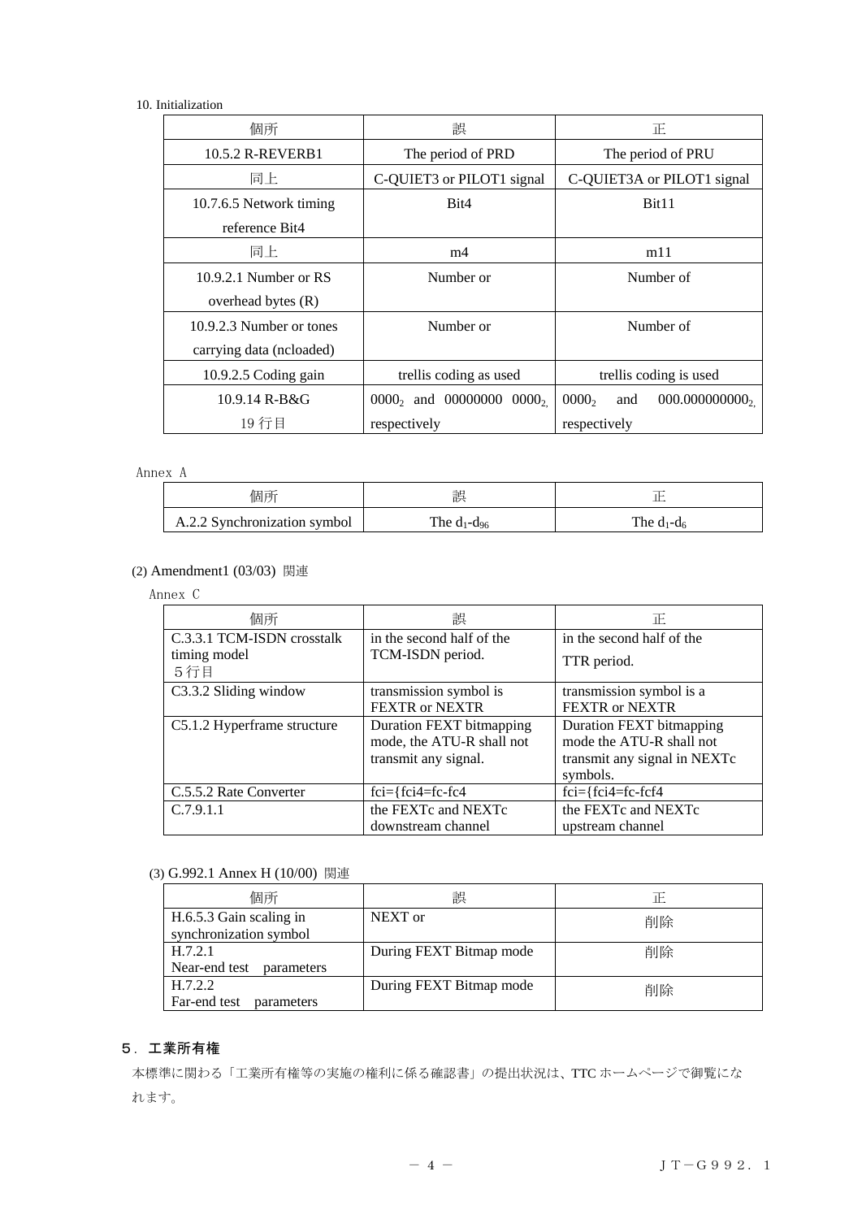10. Initialization

| 個所 | 誤 | 正 |
|---|---|---|
| 10.5.2 R-REVERB1 | The period of PRD | The period of PRU |
| 同上 | C-QUIET3 or PILOT1 signal | C-QUIET3A or PILOT1 signal |
| 10.7.6.5 Network timing reference Bit4 | Bit4 | Bit11 |
| 同上 | m4 | m11 |
| 10.9.2.1 Number or RS overhead bytes (R) | Number or | Number of |
| 10.9.2.3 Number or tones carrying data (ncloaded) | Number or | Number of |
| 10.9.2.5 Coding gain | trellis coding as used | trellis coding is used |
| 10.9.14 R-B&G 19 行目 | $0000_2$ and 00000000 $0000_2$, respectively | $0000_2$ and $000.000000000_2$, respectively |

Annex A

| 個所 | 誤 | 正 |
|---|---|---|
| A.2.2 Synchronization symbol | The $d_1$-$d_{96}$ | The $d_1$-$d_6$ |

(2) Amendment1 (03/03) 関連

Annex C

| 個所 | 誤 | 正 |
|---|---|---|
| C.3.3.1 TCM-ISDN crosstalk timing model 5行目 | in the second half of the TCM-ISDN period. | in the second half of the TTR period. |
| C3.3.2 Sliding window | transmission symbol is FEXTR or NEXTR | transmission symbol is a FEXTR or NEXTR |
| C5.1.2 Hyperframe structure | Duration FEXT bitmapping mode, the ATU-R shall not transmit any signal. | Duration FEXT bitmapping mode the ATU-R shall not transmit any signal in NEXTc symbols. |
| C.5.5.2 Rate Converter | fci={fci4=fc-fc4 | fci={fci4=fc-fcf4 |
| C.7.9.1.1 | the FEXTc and NEXTc downstream channel | the FEXTc and NEXTc upstream channel |

(3) G.992.1 Annex H (10/00) 関連

| 個所 | 誤 | 正 |
|---|---|---|
| H.6.5.3 Gain scaling in synchronization symbol | NEXT or | 削除 |
| H.7.2.1 Near-end test parameters | During FEXT Bitmap mode | 削除 |
| H.7.2.2 Far-end test parameters | During FEXT Bitmap mode | 削除 |

## 5．工業所有権

本標準に関わる「工業所有権等の実施の権利に係る確認書」の提出状況は、TTC ホームページで御覧になれます。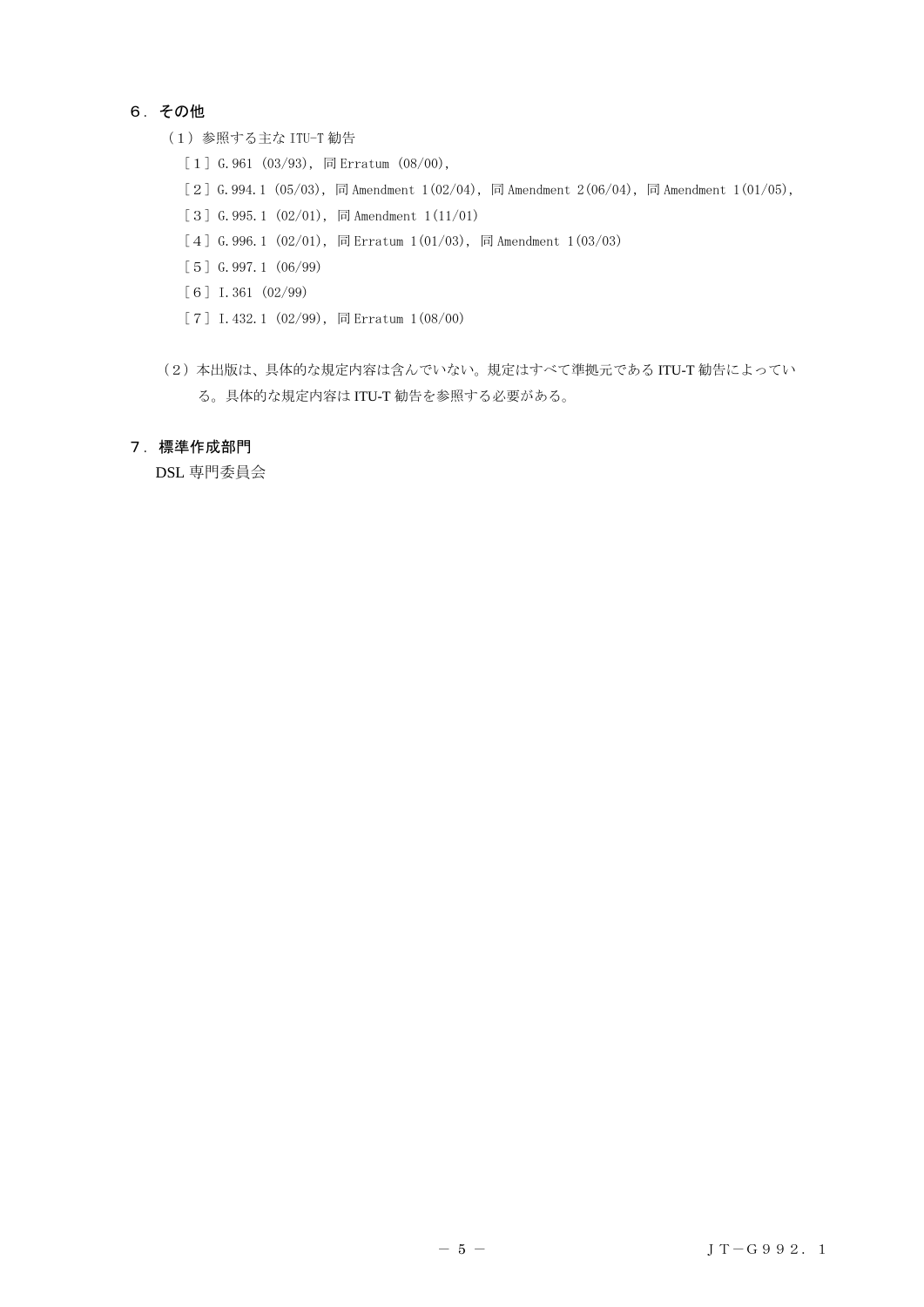## ６．その他

（１）参照する主な ITU-T 勧告

［１］G.961 (03/93), 同 Erratum (08/00),

［２］G.994.1 (05/03), 同 Amendment 1(02/04), 同 Amendment 2(06/04), 同 Amendment 1(01/05),

［３］G.995.1 (02/01), 同 Amendment 1(11/01)

［４］G.996.1 (02/01), 同 Erratum 1(01/03), 同 Amendment 1(03/03)

［５］G.997.1 (06/99)

［６］I.361 (02/99)

［７］I.432.1 (02/99), 同 Erratum 1(08/00)

（２）本出版は、具体的な規定内容は含んでいない。規定はすべて準拠元である ITU-T 勧告によっている。具体的な規定内容は ITU-T 勧告を参照する必要がある。

## ７．標準作成部門

DSL 専門委員会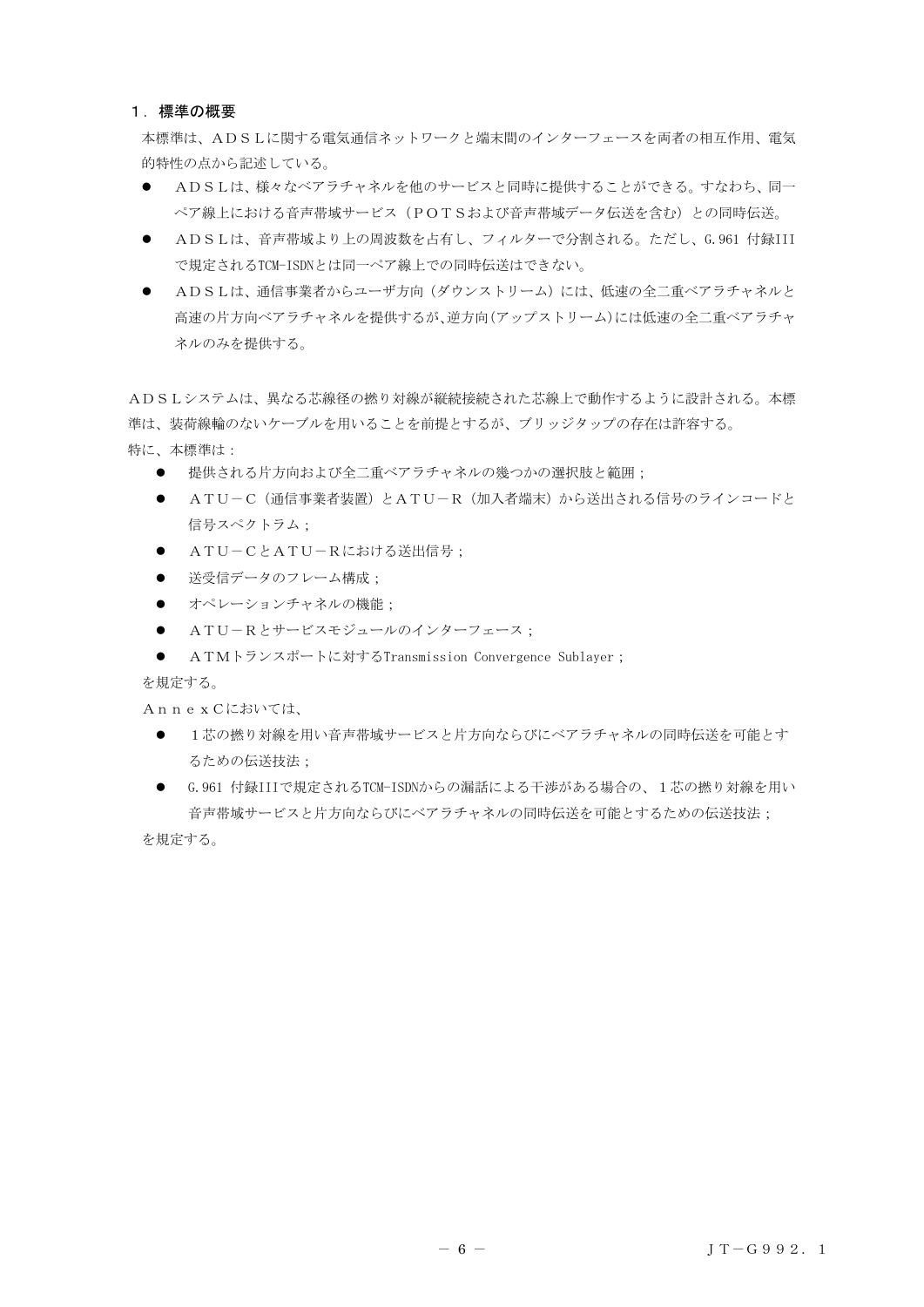## １．標準の概要

本標準は、ＡＤＳＬに関する電気通信ネットワークと端末間のインターフェースを両者の相互作用、電気的特性の点から記述している。

- ＡＤＳＬは、様々なベアラチャネルを他のサービスと同時に提供することができる。すなわち、同一ペア線上における音声帯域サービス（ＰＯＴＳおよび音声帯域データ伝送を含む）との同時伝送。
- ＡＤＳＬは、音声帯域より上の周波数を占有し、フィルターで分割される。ただし、G.961 付録IIIで規定されるTCM-ISDNとは同一ペア線上での同時伝送はできない。
- ＡＤＳＬは、通信事業者からユーザ方向（ダウンストリーム）には、低速の全二重ベアラチャネルと高速の片方向ベアラチャネルを提供するが､逆方向(アップストリーム)には低速の全二重ベアラチャネルのみを提供する。

ＡＤＳＬシステムは、異なる芯線径の撚り対線が縦続接続された芯線上で動作するように設計される。本標準は、装荷線輪のないケーブルを用いることを前提とするが、ブリッジタップの存在は許容する。

特に、本標準は：

- 提供される片方向および全二重ベアラチャネルの幾つかの選択肢と範囲；
- ＡＴＵ－Ｃ（通信事業者装置）とＡＴＵ－Ｒ（加入者端末）から送出される信号のラインコードと信号スペクトラム；
- ＡＴＵ－ＣとＡＴＵ－Ｒにおける送出信号；
- 送受信データのフレーム構成；
- オペレーションチャネルの機能；
- ＡＴＵ－Ｒとサービスモジュールのインターフェース；
- ＡＴＭトランスポートに対するTransmission Convergence Sublayer；

を規定する。

ＡｎｎｅｘＣにおいては、

- １芯の撚り対線を用い音声帯域サービスと片方向ならびにベアラチャネルの同時伝送を可能とするための伝送技法；
- G.961 付録IIIで規定されるTCM-ISDNからの漏話による干渉がある場合の、１芯の撚り対線を用い音声帯域サービスと片方向ならびにベアラチャネルの同時伝送を可能とするための伝送技法；

を規定する。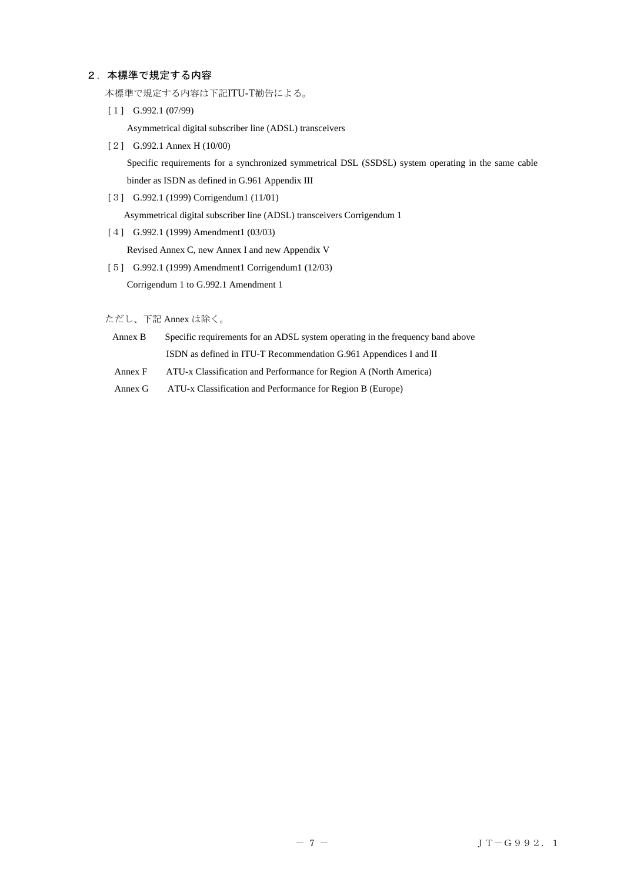## ２．本標準で規定する内容

本標準で規定する内容は下記ITU-T勧告による。

［１］ G.992.1 (07/99)

Asymmetrical digital subscriber line (ADSL) transceivers

［２］ G.992.1 Annex H (10/00)

Specific requirements for a synchronized symmetrical DSL (SSDSL) system operating in the same cable binder as ISDN as defined in G.961 Appendix III

［３］ G.992.1 (1999) Corrigendum1 (11/01)

Asymmetrical digital subscriber line (ADSL) transceivers Corrigendum 1

［４］ G.992.1 (1999) Amendment1 (03/03)

Revised Annex C, new Annex I and new Appendix V

［５］ G.992.1 (1999) Amendment1 Corrigendum1 (12/03)

Corrigendum 1 to G.992.1 Amendment 1

ただし、下記 Annex は除く。

Annex B　Specific requirements for an ADSL system operating in the frequency band above ISDN as defined in ITU-T Recommendation G.961 Appendices I and II

Annex F　ATU-x Classification and Performance for Region A (North America)

Annex G　ATU-x Classification and Performance for Region B (Europe)